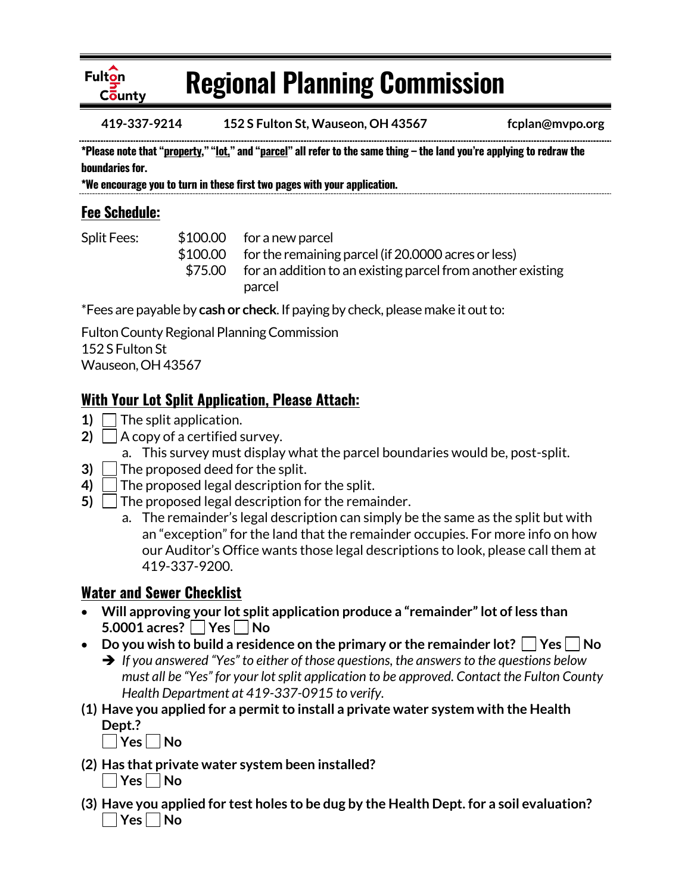# Regional Planning Commission

**419-337-9214** **152 S Fulton St, Wauseon, OH 43567** **fcplan@mvpo.org**

**\*Please note that "property," "lot," and "parcel" all refer to the same thing – the land you're applying to redraw the boundaries for.**

**\*We encourage you to turn in these first two pages with your application.**

## Fee Schedule:

| Split Fees: | $100.00 | for a new parcel |
|---|---|---|
| | $100.00 | for the remaining parcel (if 20.0000 acres or less) |
| | $75.00 | for an addition to an existing parcel from another existing parcel |

*Fees are payable by **cash or check**. If paying by check, please make it out to:

Fulton County Regional Planning Commission
152 S Fulton St
Wauseon, OH 43567

## With Your Lot Split Application, Please Attach:

1) ☐ The split application.
2) ☐ A copy of a certified survey.
   a. This survey must display what the parcel boundaries would be, post-split.
3) ☐ The proposed deed for the split.
4) ☐ The proposed legal description for the split.
5) ☐ The proposed legal description for the remainder.
   a. The remainder's legal description can simply be the same as the split but with an "exception" for the land that the remainder occupies. For more info on how our Auditor's Office wants those legal descriptions to look, please call them at 419-337-9200.

## Water and Sewer Checklist

- **Will approving your lot split application produce a "remainder" lot of less than 5.0001 acres? ☐ Yes ☐ No**
- **Do you wish to build a residence on the primary or the remainder lot? ☐ Yes ☐ No**
  - ➔ *If you answered "Yes" to either of those questions, the answers to the questions below must all be "Yes" for your lot split application to be approved. Contact the Fulton County Health Department at 419-337-0915 to verify.*

**(1) Have you applied for a permit to install a private water system with the Health Dept.?**
☐ **Yes** ☐ **No**

**(2) Has that private water system been installed?**
☐ **Yes** ☐ **No**

**(3) Have you applied for test holes to be dug by the Health Dept. for a soil evaluation?**
☐ **Yes** ☐ **No**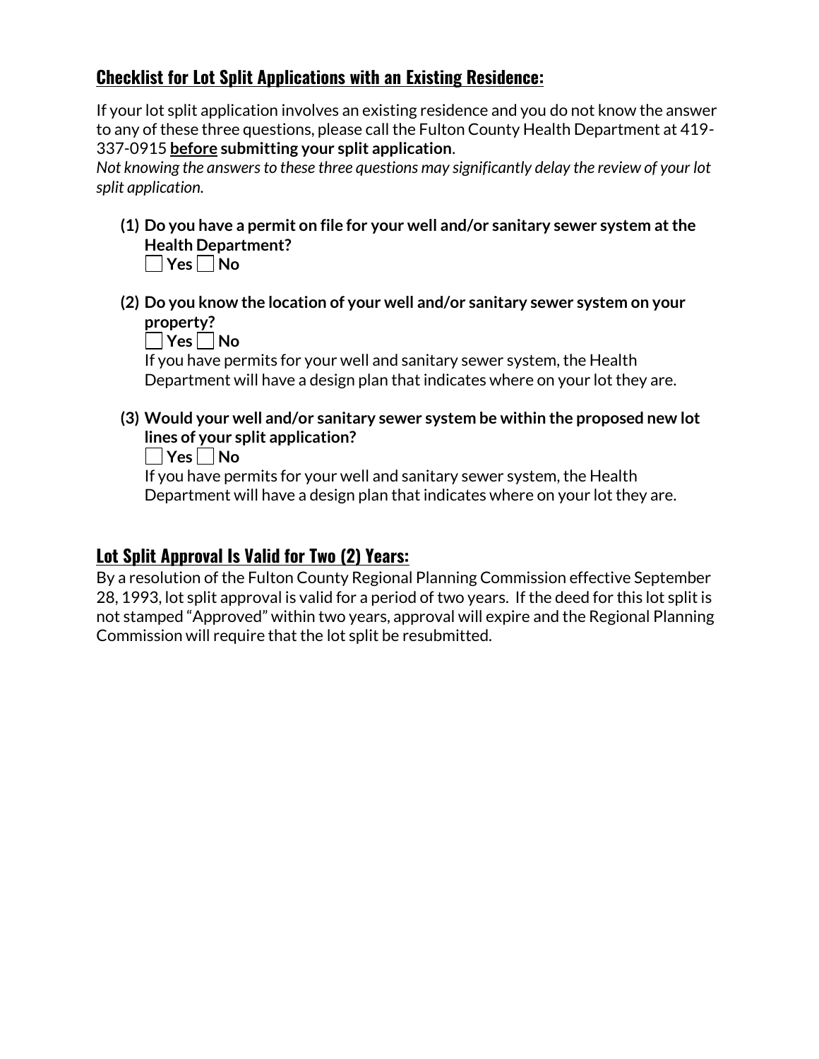## Checklist for Lot Split Applications with an Existing Residence:

If your lot split application involves an existing residence and you do not know the answer to any of these three questions, please call the Fulton County Health Department at 419-337-0915 **before submitting your split application**.
*Not knowing the answers to these three questions may significantly delay the review of your lot split application.*

**(1) Do you have a permit on file for your well and/or sanitary sewer system at the Health Department?**

☐ **Yes** ☐ **No**

**(2) Do you know the location of your well and/or sanitary sewer system on your property?**

☐ **Yes** ☐ **No**

If you have permits for your well and sanitary sewer system, the Health Department will have a design plan that indicates where on your lot they are.

**(3) Would your well and/or sanitary sewer system be within the proposed new lot lines of your split application?**

☐ **Yes** ☐ **No**

If you have permits for your well and sanitary sewer system, the Health Department will have a design plan that indicates where on your lot they are.

## Lot Split Approval Is Valid for Two (2) Years:

By a resolution of the Fulton County Regional Planning Commission effective September 28, 1993, lot split approval is valid for a period of two years. If the deed for this lot split is not stamped "Approved" within two years, approval will expire and the Regional Planning Commission will require that the lot split be resubmitted.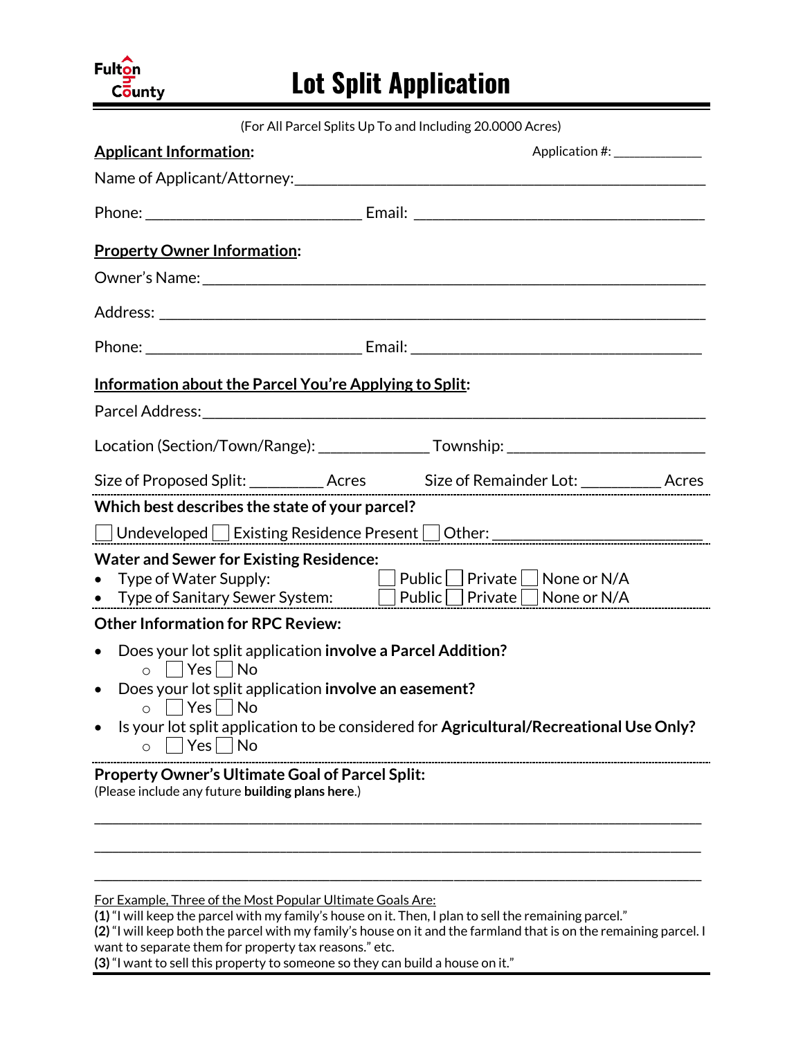Fulton County

# Lot Split Application

(For All Parcel Splits Up To and Including 20.0000 Acres)

**Applicant Information:** Application #: _____________

Name of Applicant/Attorney:_____________________________________________________

Phone: ____________________________ Email: ____________________________________

**Property Owner Information:**

Owner's Name: __________________________________________________________

Address: ______________________________________________________________

Phone: ____________________________ Email: ____________________________________

**Information about the Parcel You're Applying to Split:**

Parcel Address:__________________________________________________________

Location (Section/Town/Range): ______________ Township: ________________________

Size of Proposed Split: __________ Acres Size of Remainder Lot: __________ Acres

**Which best describes the state of your parcel?**

☐ Undeveloped ☐ Existing Residence Present ☐ Other: _________________________

**Water and Sewer for Existing Residence:**

- Type of Water Supply: ☐ Public ☐ Private ☐ None or N/A
- Type of Sanitary Sewer System: ☐ Public ☐ Private ☐ None or N/A

**Other Information for RPC Review:**

- Does your lot split application **involve a Parcel Addition?**
  - ☐ Yes ☐ No
- Does your lot split application **involve an easement?**
  - ☐ Yes ☐ No
- Is your lot split application to be considered for **Agricultural/Recreational Use Only?**
  - ☐ Yes ☐ No

**Property Owner's Ultimate Goal of Parcel Split:**
(Please include any future **building plans here**.)

________________________________________________________________________________

________________________________________________________________________________

________________________________________________________________________________

For Example, Three of the Most Popular Ultimate Goals Are:
**(1)** "I will keep the parcel with my family's house on it. Then, I plan to sell the remaining parcel."
**(2)** "I will keep both the parcel with my family's house on it and the farmland that is on the remaining parcel. I want to separate them for property tax reasons." etc.
**(3)** "I want to sell this property to someone so they can build a house on it."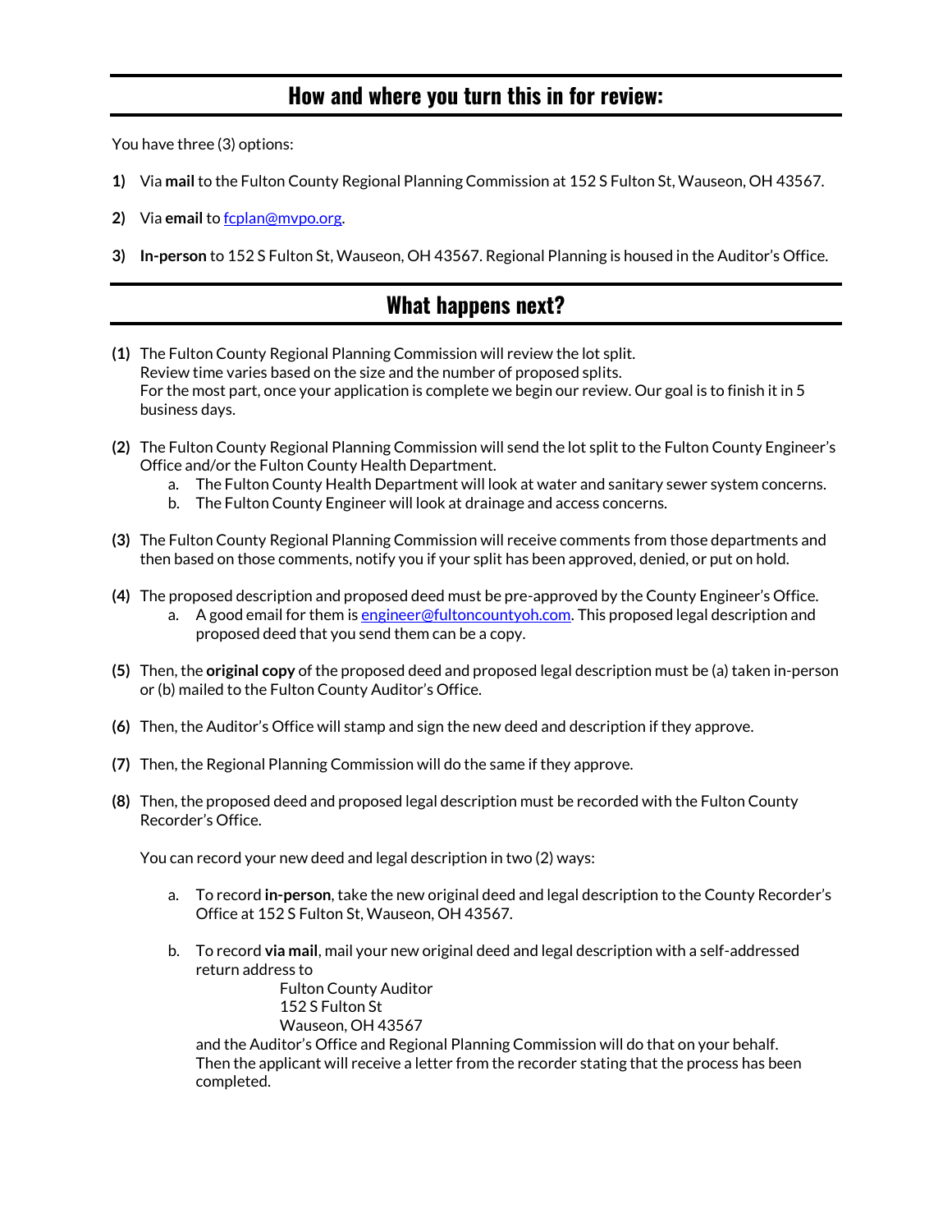## How and where you turn this in for review:

You have three (3) options:

**1)** Via **mail** to the Fulton County Regional Planning Commission at 152 S Fulton St, Wauseon, OH 43567.

**2)** Via **email** to [fcplan@mvpo.org](mailto:fcplan@mvpo.org).

**3)** **In-person** to 152 S Fulton St, Wauseon, OH 43567. Regional Planning is housed in the Auditor's Office.

## What happens next?

**(1)** The Fulton County Regional Planning Commission will review the lot split.
Review time varies based on the size and the number of proposed splits.
For the most part, once your application is complete we begin our review. Our goal is to finish it in 5 business days.

**(2)** The Fulton County Regional Planning Commission will send the lot split to the Fulton County Engineer's Office and/or the Fulton County Health Department.
   a. The Fulton County Health Department will look at water and sanitary sewer system concerns.
   b. The Fulton County Engineer will look at drainage and access concerns.

**(3)** The Fulton County Regional Planning Commission will receive comments from those departments and then based on those comments, notify you if your split has been approved, denied, or put on hold.

**(4)** The proposed description and proposed deed must be pre-approved by the County Engineer's Office.
   a. A good email for them is [engineer@fultoncountyoh.com](mailto:engineer@fultoncountyoh.com). This proposed legal description and proposed deed that you send them can be a copy.

**(5)** Then, the **original copy** of the proposed deed and proposed legal description must be (a) taken in-person or (b) mailed to the Fulton County Auditor's Office.

**(6)** Then, the Auditor's Office will stamp and sign the new deed and description if they approve.

**(7)** Then, the Regional Planning Commission will do the same if they approve.

**(8)** Then, the proposed deed and proposed legal description must be recorded with the Fulton County Recorder's Office.

You can record your new deed and legal description in two (2) ways:

   a. To record **in-person**, take the new original deed and legal description to the County Recorder's Office at 152 S Fulton St, Wauseon, OH 43567.

   b. To record **via mail**, mail your new original deed and legal description with a self-addressed return address to
      Fulton County Auditor
      152 S Fulton St
      Wauseon, OH 43567
   and the Auditor's Office and Regional Planning Commission will do that on your behalf.
   Then the applicant will receive a letter from the recorder stating that the process has been completed.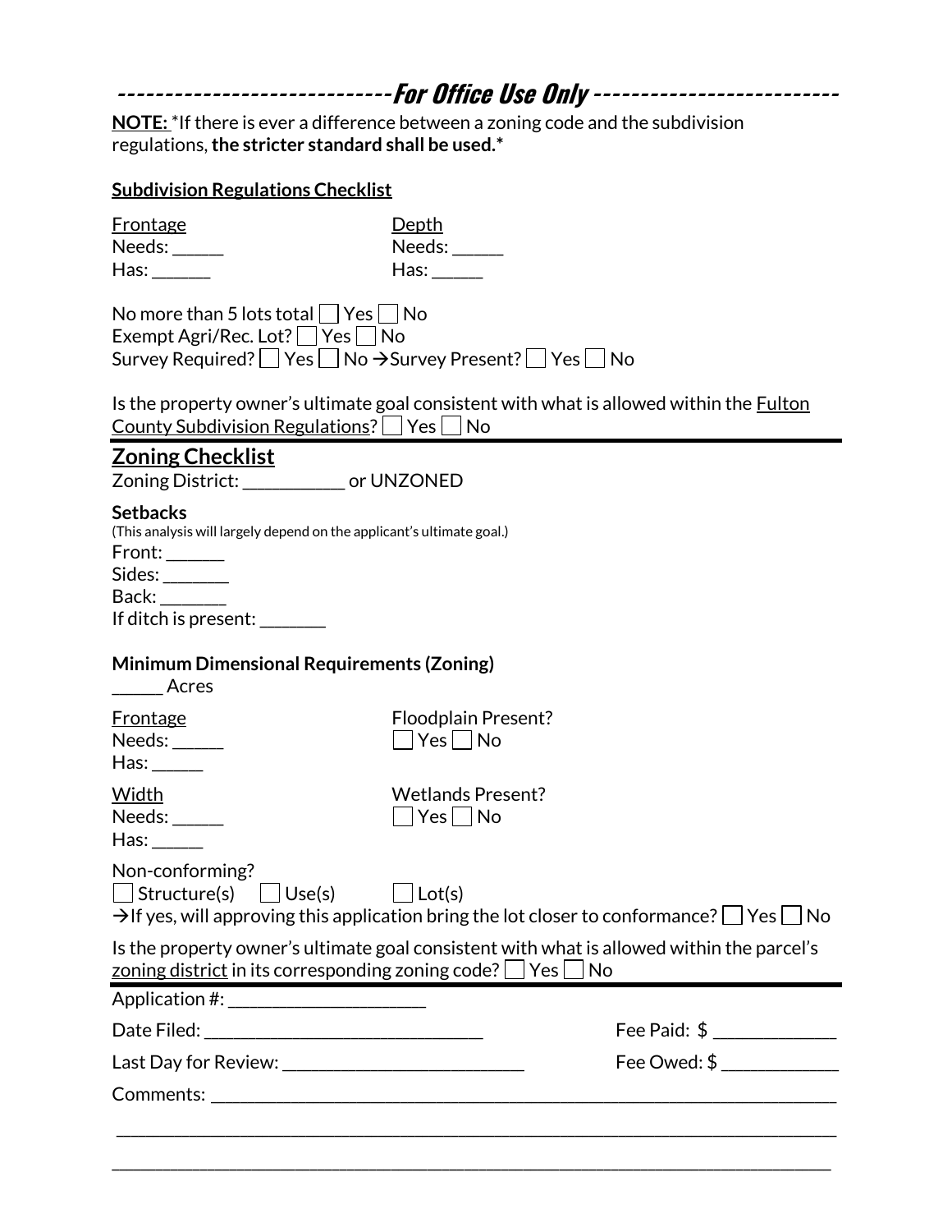## ------------------------------*For Office Use Only*---------------------------

**NOTE:** *If there is ever a difference between a zoning code and the subdivision regulations, **the stricter standard shall be used.***

**Subdivision Regulations Checklist**

Frontage
Needs: _____
Has: ______

Depth
Needs: _____
Has: _____

No more than 5 lots total ☐ Yes ☐ No
Exempt Agri/Rec. Lot? ☐ Yes ☐ No
Survey Required? ☐ Yes ☐ No → Survey Present? ☐ Yes ☐ No

Is the property owner's ultimate goal consistent with what is allowed within the Fulton County Subdivision Regulations? ☐ Yes ☐ No

## Zoning Checklist

Zoning District: ___________ or UNZONED

**Setbacks**
(This analysis will largely depend on the applicant's ultimate goal.)

Front: ______
Sides: _______
Back: _______
If ditch is present: _______

**Minimum Dimensional Requirements (Zoning)**

_____ Acres

Frontage
Needs: _____
Has: _____

Floodplain Present?
☐ Yes ☐ No

Width
Needs: _____
Has: _____

Wetlands Present?
☐ Yes ☐ No

Non-conforming?
☐ Structure(s) ☐ Use(s) ☐ Lot(s)
→ If yes, will approving this application bring the lot closer to conformance? ☐ Yes ☐ No

Is the property owner's ultimate goal consistent with what is allowed within the parcel's zoning district in its corresponding zoning code? ☐ Yes ☐ No

Application #: _____________________

Date Filed: ______________________________ Fee Paid: $ _____________

Last Day for Review: _________________________ Fee Owed: $ ____________

Comments: ______________________________________________________________________

_______________________________________________________________________________

_______________________________________________________________________________